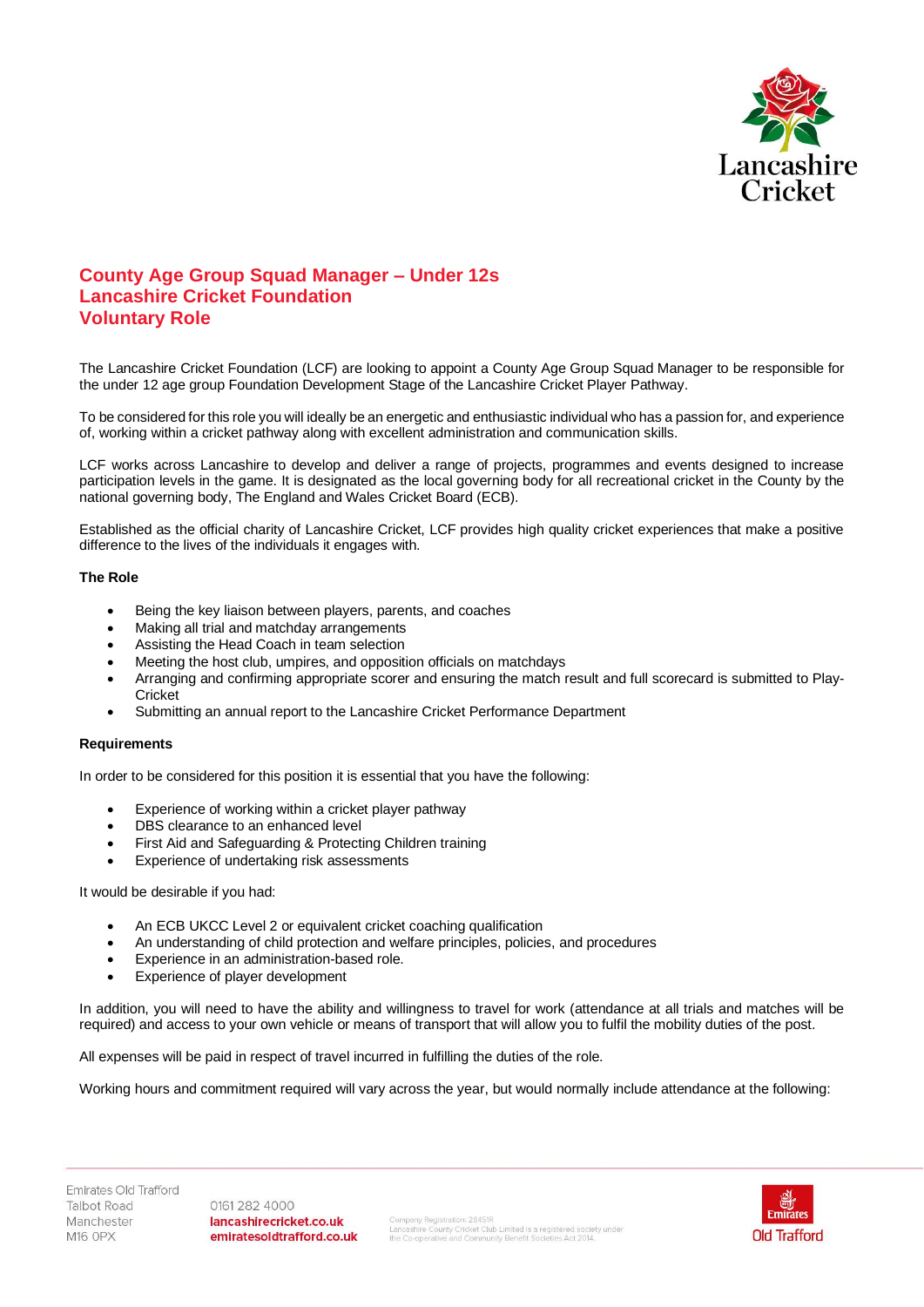# County Age Group Squad Manager – Under 12s
# Lancashire Cricket Foundation
# Voluntary Role

The Lancashire Cricket Foundation (LCF) are looking to appoint a County Age Group Squad Manager to be responsible for the under 12 age group Foundation Development Stage of the Lancashire Cricket Player Pathway.

To be considered for this role you will ideally be an energetic and enthusiastic individual who has a passion for, and experience of, working within a cricket pathway along with excellent administration and communication skills.

LCF works across Lancashire to develop and deliver a range of projects, programmes and events designed to increase participation levels in the game. It is designated as the local governing body for all recreational cricket in the County by the national governing body, The England and Wales Cricket Board (ECB).

Established as the official charity of Lancashire Cricket, LCF provides high quality cricket experiences that make a positive difference to the lives of the individuals it engages with.

**The Role**

- Being the key liaison between players, parents, and coaches
- Making all trial and matchday arrangements
- Assisting the Head Coach in team selection
- Meeting the host club, umpires, and opposition officials on matchdays
- Arranging and confirming appropriate scorer and ensuring the match result and full scorecard is submitted to Play-Cricket
- Submitting an annual report to the Lancashire Cricket Performance Department

**Requirements**

In order to be considered for this position it is essential that you have the following:

- Experience of working within a cricket player pathway
- DBS clearance to an enhanced level
- First Aid and Safeguarding & Protecting Children training
- Experience of undertaking risk assessments

It would be desirable if you had:

- An ECB UKCC Level 2 or equivalent cricket coaching qualification
- An understanding of child protection and welfare principles, policies, and procedures
- Experience in an administration-based role.
- Experience of player development

In addition, you will need to have the ability and willingness to travel for work (attendance at all trials and matches will be required) and access to your own vehicle or means of transport that will allow you to fulfil the mobility duties of the post.

All expenses will be paid in respect of travel incurred in fulfilling the duties of the role.

Working hours and commitment required will vary across the year, but would normally include attendance at the following: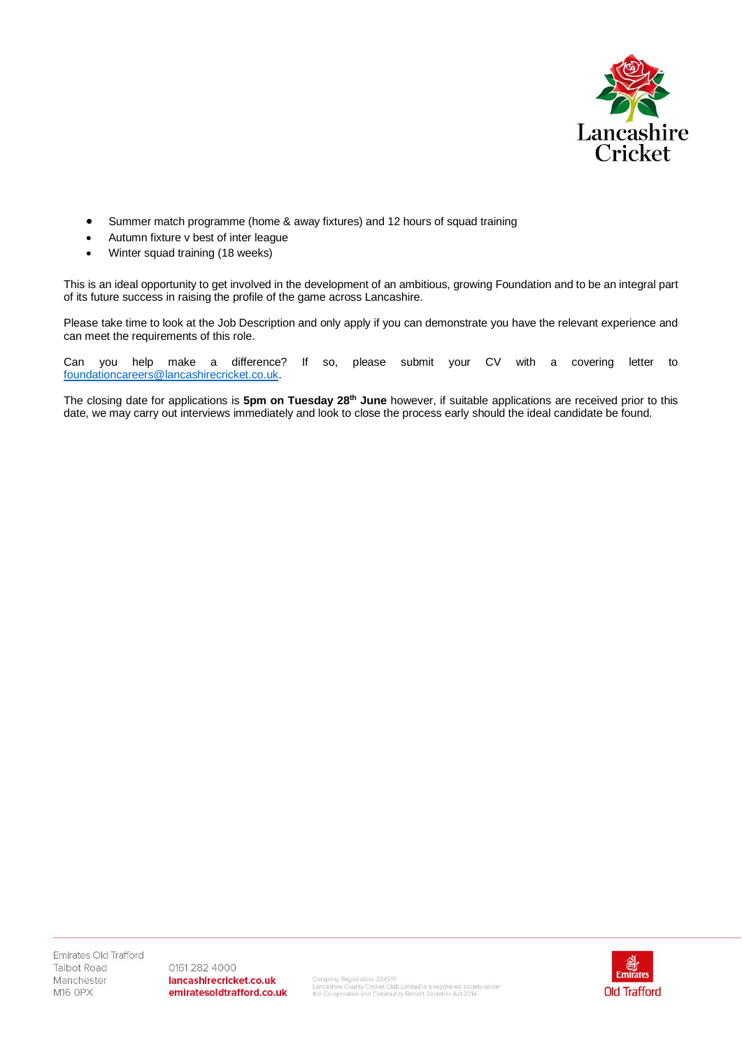- Summer match programme (home & away fixtures) and 12 hours of squad training
- Autumn fixture v best of inter league
- Winter squad training (18 weeks)

This is an ideal opportunity to get involved in the development of an ambitious, growing Foundation and to be an integral part of its future success in raising the profile of the game across Lancashire.

Please take time to look at the Job Description and only apply if you can demonstrate you have the relevant experience and can meet the requirements of this role.

Can you help make a difference? If so, please submit your CV with a covering letter to foundationcareers@lancashirecricket.co.uk.

The closing date for applications is **5pm on Tuesday 28th June** however, if suitable applications are received prior to this date, we may carry out interviews immediately and look to close the process early should the ideal candidate be found.